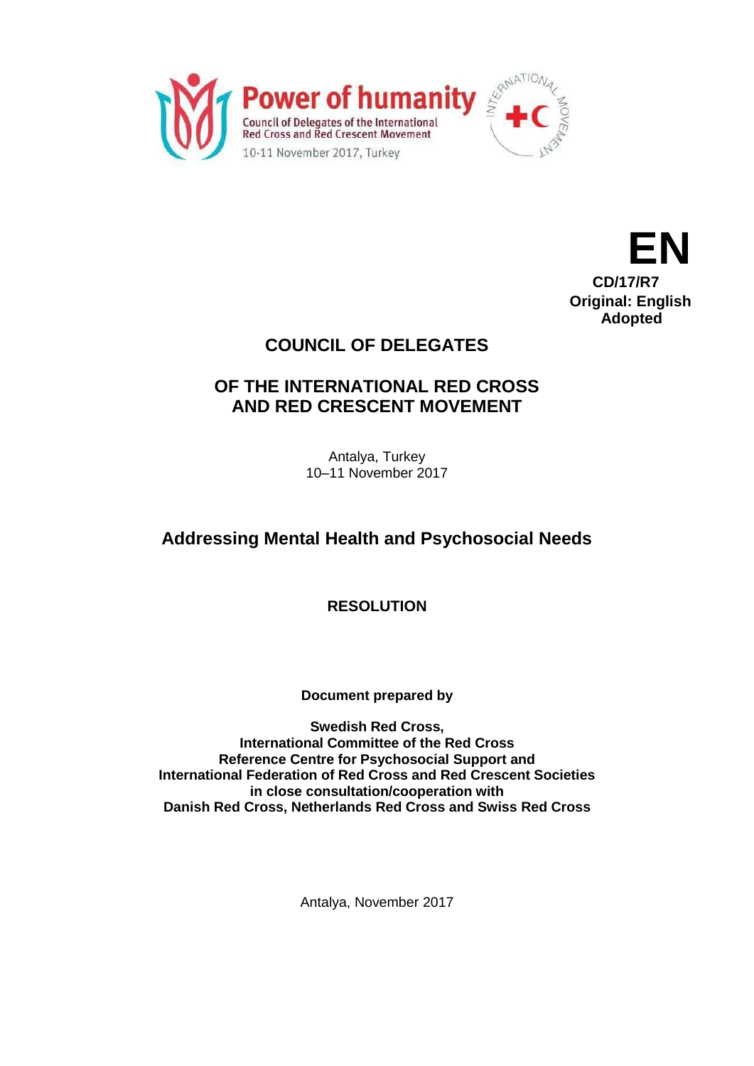Power of humanity

Council of Delegates of the International Red Cross and Red Crescent Movement

10-11 November 2017, Turkey

**EN**

**CD/17/R7**
**Original: English**
**Adopted**

# COUNCIL OF DELEGATES

# OF THE INTERNATIONAL RED CROSS AND RED CRESCENT MOVEMENT

Antalya, Turkey
10–11 November 2017

## Addressing Mental Health and Psychosocial Needs

### RESOLUTION

**Document prepared by**

**Swedish Red Cross,**
**International Committee of the Red Cross**
**Reference Centre for Psychosocial Support and**
**International Federation of Red Cross and Red Crescent Societies**
**in close consultation/cooperation with**
**Danish Red Cross, Netherlands Red Cross and Swiss Red Cross**

Antalya, November 2017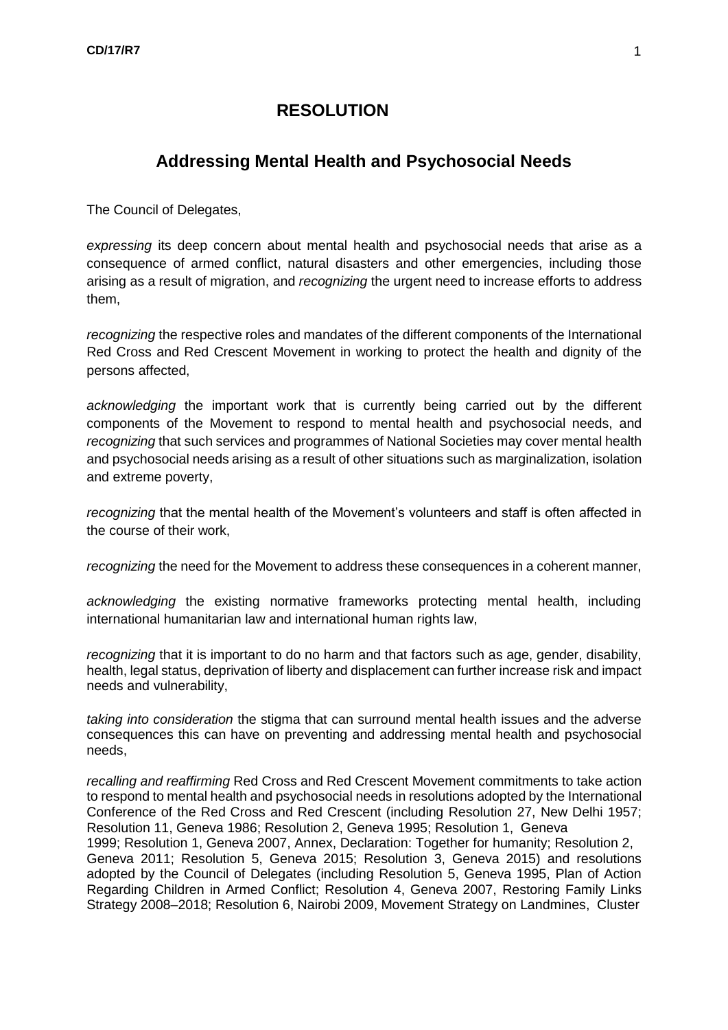# RESOLUTION

## Addressing Mental Health and Psychosocial Needs

The Council of Delegates,

*expressing* its deep concern about mental health and psychosocial needs that arise as a consequence of armed conflict, natural disasters and other emergencies, including those arising as a result of migration, and *recognizing* the urgent need to increase efforts to address them,

*recognizing* the respective roles and mandates of the different components of the International Red Cross and Red Crescent Movement in working to protect the health and dignity of the persons affected,

*acknowledging* the important work that is currently being carried out by the different components of the Movement to respond to mental health and psychosocial needs, and *recognizing* that such services and programmes of National Societies may cover mental health and psychosocial needs arising as a result of other situations such as marginalization, isolation and extreme poverty,

*recognizing* that the mental health of the Movement's volunteers and staff is often affected in the course of their work,

*recognizing* the need for the Movement to address these consequences in a coherent manner,

*acknowledging* the existing normative frameworks protecting mental health, including international humanitarian law and international human rights law,

*recognizing* that it is important to do no harm and that factors such as age, gender, disability, health, legal status, deprivation of liberty and displacement can further increase risk and impact needs and vulnerability,

*taking into consideration* the stigma that can surround mental health issues and the adverse consequences this can have on preventing and addressing mental health and psychosocial needs,

*recalling and reaffirming* Red Cross and Red Crescent Movement commitments to take action to respond to mental health and psychosocial needs in resolutions adopted by the International Conference of the Red Cross and Red Crescent (including Resolution 27, New Delhi 1957; Resolution 11, Geneva 1986; Resolution 2, Geneva 1995; Resolution 1, Geneva 1999; Resolution 1, Geneva 2007, Annex, Declaration: Together for humanity; Resolution 2, Geneva 2011; Resolution 5, Geneva 2015; Resolution 3, Geneva 2015) and resolutions adopted by the Council of Delegates (including Resolution 5, Geneva 1995, Plan of Action Regarding Children in Armed Conflict; Resolution 4, Geneva 2007, Restoring Family Links Strategy 2008–2018; Resolution 6, Nairobi 2009, Movement Strategy on Landmines, Cluster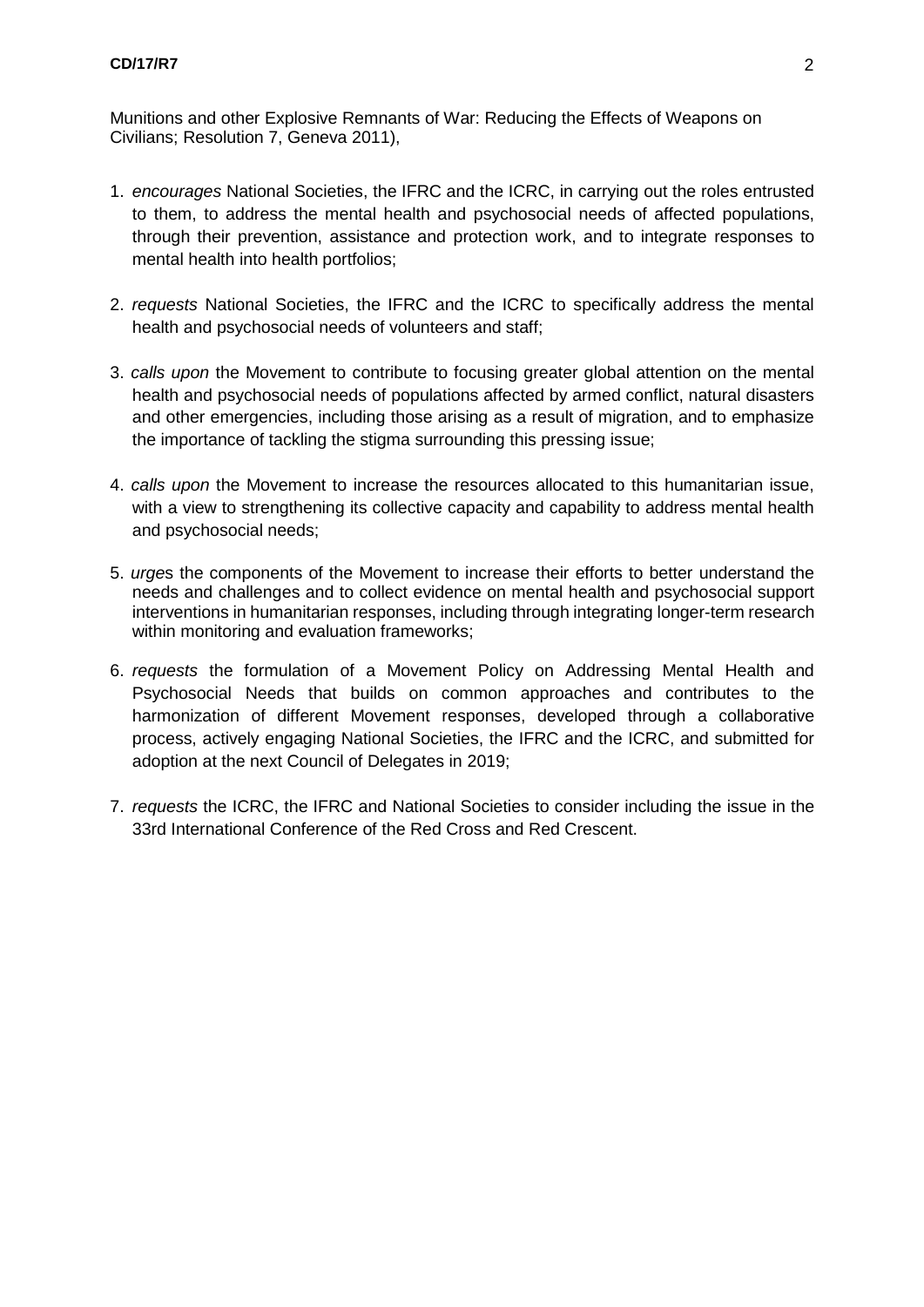Munitions and other Explosive Remnants of War: Reducing the Effects of Weapons on Civilians; Resolution 7, Geneva 2011),

1. *encourages* National Societies, the IFRC and the ICRC, in carrying out the roles entrusted to them, to address the mental health and psychosocial needs of affected populations, through their prevention, assistance and protection work, and to integrate responses to mental health into health portfolios;

2. *requests* National Societies, the IFRC and the ICRC to specifically address the mental health and psychosocial needs of volunteers and staff;

3. *calls upon* the Movement to contribute to focusing greater global attention on the mental health and psychosocial needs of populations affected by armed conflict, natural disasters and other emergencies, including those arising as a result of migration, and to emphasize the importance of tackling the stigma surrounding this pressing issue;

4. *calls upon* the Movement to increase the resources allocated to this humanitarian issue, with a view to strengthening its collective capacity and capability to address mental health and psychosocial needs;

5. *urge*s the components of the Movement to increase their efforts to better understand the needs and challenges and to collect evidence on mental health and psychosocial support interventions in humanitarian responses, including through integrating longer-term research within monitoring and evaluation frameworks;

6. *requests* the formulation of a Movement Policy on Addressing Mental Health and Psychosocial Needs that builds on common approaches and contributes to the harmonization of different Movement responses, developed through a collaborative process, actively engaging National Societies, the IFRC and the ICRC, and submitted for adoption at the next Council of Delegates in 2019;

7. *requests* the ICRC, the IFRC and National Societies to consider including the issue in the 33rd International Conference of the Red Cross and Red Crescent.